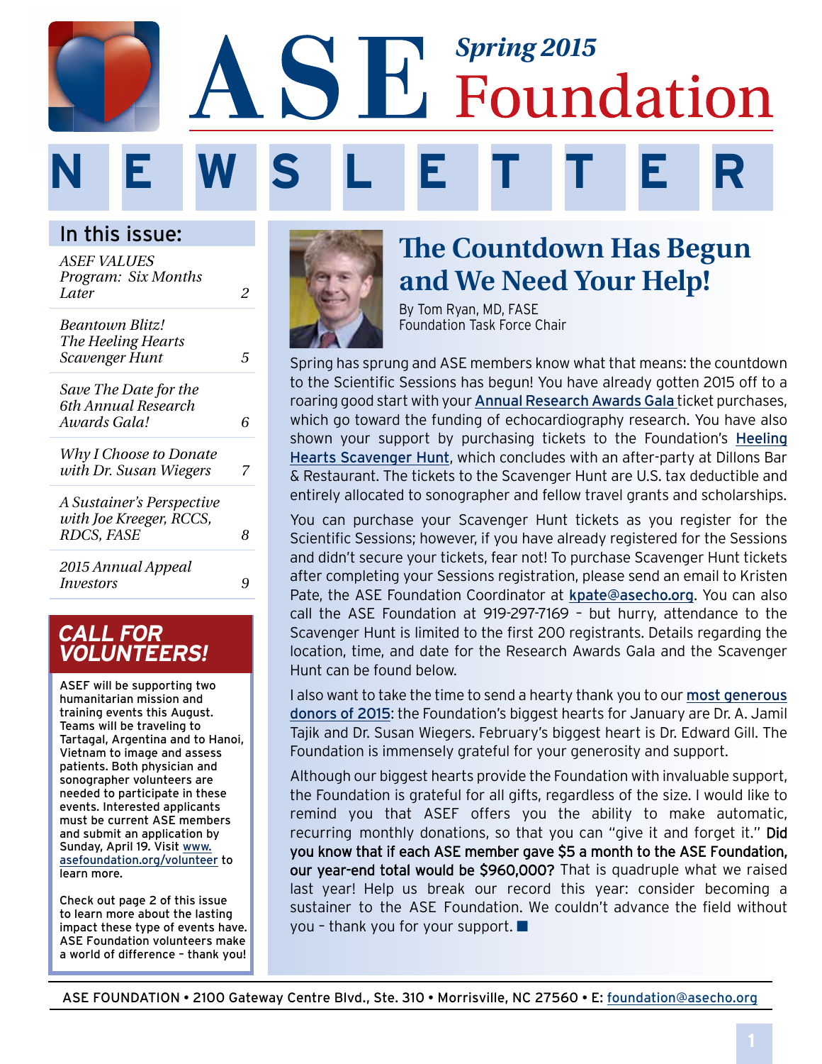# ASE Foundation

*Spring 2015*

# NEWSLETTER

## In this issue:

| | |
|---|---|
| *ASEF VALUES Program: Six Months Later* | *2* |
| *Beantown Blitz! The Heeling Hearts Scavenger Hunt* | *5* |
| *Save The Date for the 6th Annual Research Awards Gala!* | *6* |
| *Why I Choose to Donate with Dr. Susan Wiegers* | *7* |
| *A Sustainer's Perspective with Joe Kreeger, RCCS, RDCS, FASE* | *8* |
| *2015 Annual Appeal Investors* | *9* |

## CALL FOR VOLUNTEERS!

ASEF will be supporting two humanitarian mission and training events this August. Teams will be traveling to Tartagal, Argentina and to Hanoi, Vietnam to image and assess patients. Both physician and sonographer volunteers are needed to participate in these events. Interested applicants must be current ASE members and submit an application by Sunday, April 19. Visit www.asefoundation.org/volunteer to learn more.

Check out page 2 of this issue to learn more about the lasting impact these type of events have. ASE Foundation volunteers make a world of difference – thank you!

# The Countdown Has Begun and We Need Your Help!

By Tom Ryan, MD, FASE
Foundation Task Force Chair

Spring has sprung and ASE members know what that means: the countdown to the Scientific Sessions has begun! You have already gotten 2015 off to a roaring good start with your Annual Research Awards Gala ticket purchases, which go toward the funding of echocardiography research. You have also shown your support by purchasing tickets to the Foundation's Heeling Hearts Scavenger Hunt, which concludes with an after-party at Dillons Bar & Restaurant. The tickets to the Scavenger Hunt are U.S. tax deductible and entirely allocated to sonographer and fellow travel grants and scholarships.

You can purchase your Scavenger Hunt tickets as you register for the Scientific Sessions; however, if you have already registered for the Sessions and didn't secure your tickets, fear not! To purchase Scavenger Hunt tickets after completing your Sessions registration, please send an email to Kristen Pate, the ASE Foundation Coordinator at kpate@asecho.org. You can also call the ASE Foundation at 919-297-7169 – but hurry, attendance to the Scavenger Hunt is limited to the first 200 registrants. Details regarding the location, time, and date for the Research Awards Gala and the Scavenger Hunt can be found below.

I also want to take the time to send a hearty thank you to our most generous donors of 2015: the Foundation's biggest hearts for January are Dr. A. Jamil Tajik and Dr. Susan Wiegers. February's biggest heart is Dr. Edward Gill. The Foundation is immensely grateful for your generosity and support.

Although our biggest hearts provide the Foundation with invaluable support, the Foundation is grateful for all gifts, regardless of the size. I would like to remind you that ASEF offers you the ability to make automatic, recurring monthly donations, so that you can "give it and forget it." **Did you know that if each ASE member gave $5 a month to the ASE Foundation, our year-end total would be $960,000?** That is quadruple what we raised last year! Help us break our record this year: consider becoming a sustainer to the ASE Foundation. We couldn't advance the field without you – thank you for your support. ■

ASE FOUNDATION • 2100 Gateway Centre Blvd., Ste. 310 • Morrisville, NC 27560 • E: foundation@asecho.org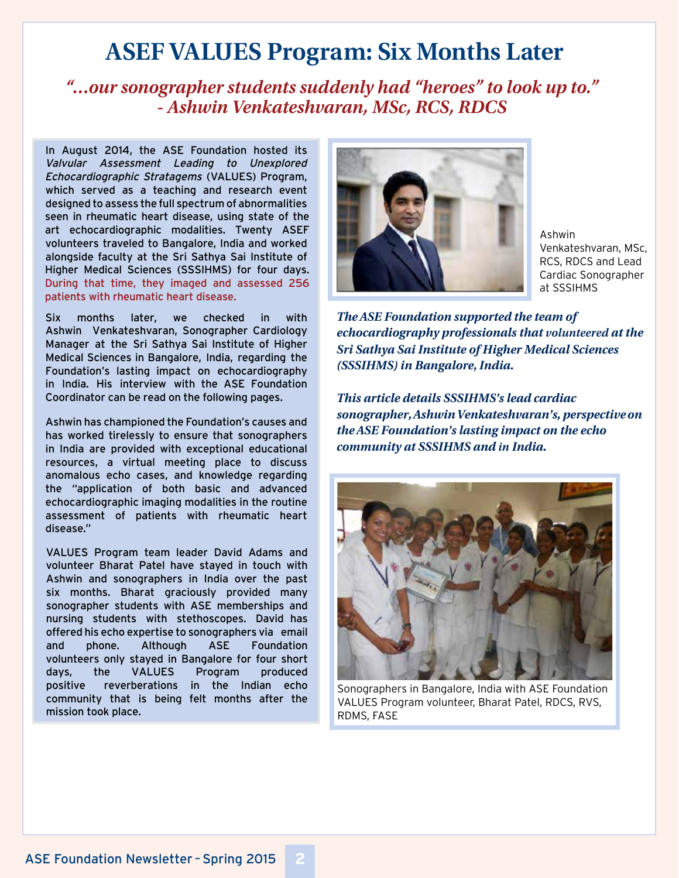# ASEF VALUES Program: Six Months Later

*"...our sonographer students suddenly had "heroes" to look up to."*
*- Ashwin Venkateshvaran, MSc, RCS, RDCS*

In August 2014, the ASE Foundation hosted its *Valvular Assessment Leading to Unexplored Echocardiographic Stratagems* (VALUES) Program, which served as a teaching and research event designed to assess the full spectrum of abnormalities seen in rheumatic heart disease, using state of the art echocardiographic modalities. Twenty ASEF volunteers traveled to Bangalore, India and worked alongside faculty at the Sri Sathya Sai Institute of Higher Medical Sciences (SSSIHMS) for four days. During that time, they imaged and assessed 256 patients with rheumatic heart disease.

Six months later, we checked in with Ashwin Venkateshvaran, Sonographer Cardiology Manager at the Sri Sathya Sai Institute of Higher Medical Sciences in Bangalore, India, regarding the Foundation's lasting impact on echocardiography in India. His interview with the ASE Foundation Coordinator can be read on the following pages.

Ashwin has championed the Foundation's causes and has worked tirelessly to ensure that sonographers in India are provided with exceptional educational resources, a virtual meeting place to discuss anomalous echo cases, and knowledge regarding the "application of both basic and advanced echocardiographic imaging modalities in the routine assessment of patients with rheumatic heart disease."

VALUES Program team leader David Adams and volunteer Bharat Patel have stayed in touch with Ashwin and sonographers in India over the past six months. Bharat graciously provided many sonographer students with ASE memberships and nursing students with stethoscopes. David has offered his echo expertise to sonographers via email and phone. Although ASE Foundation volunteers only stayed in Bangalore for four short days, the VALUES Program produced positive reverberations in the Indian echo community that is being felt months after the mission took place.

Ashwin Venkateshvaran, MSc, RCS, RDCS and Lead Cardiac Sonographer at SSSIHMS

***The ASE Foundation supported the team of echocardiography professionals that volunteered at the Sri Sathya Sai Institute of Higher Medical Sciences (SSSIHMS) in Bangalore, India.***

***This article details SSSIHMS's lead cardiac sonographer, Ashwin Venkateshvaran's, perspective on the ASE Foundation's lasting impact on the echo community at SSSIHMS and in India.***

Sonographers in Bangalore, India with ASE Foundation VALUES Program volunteer, Bharat Patel, RDCS, RVS, RDMS, FASE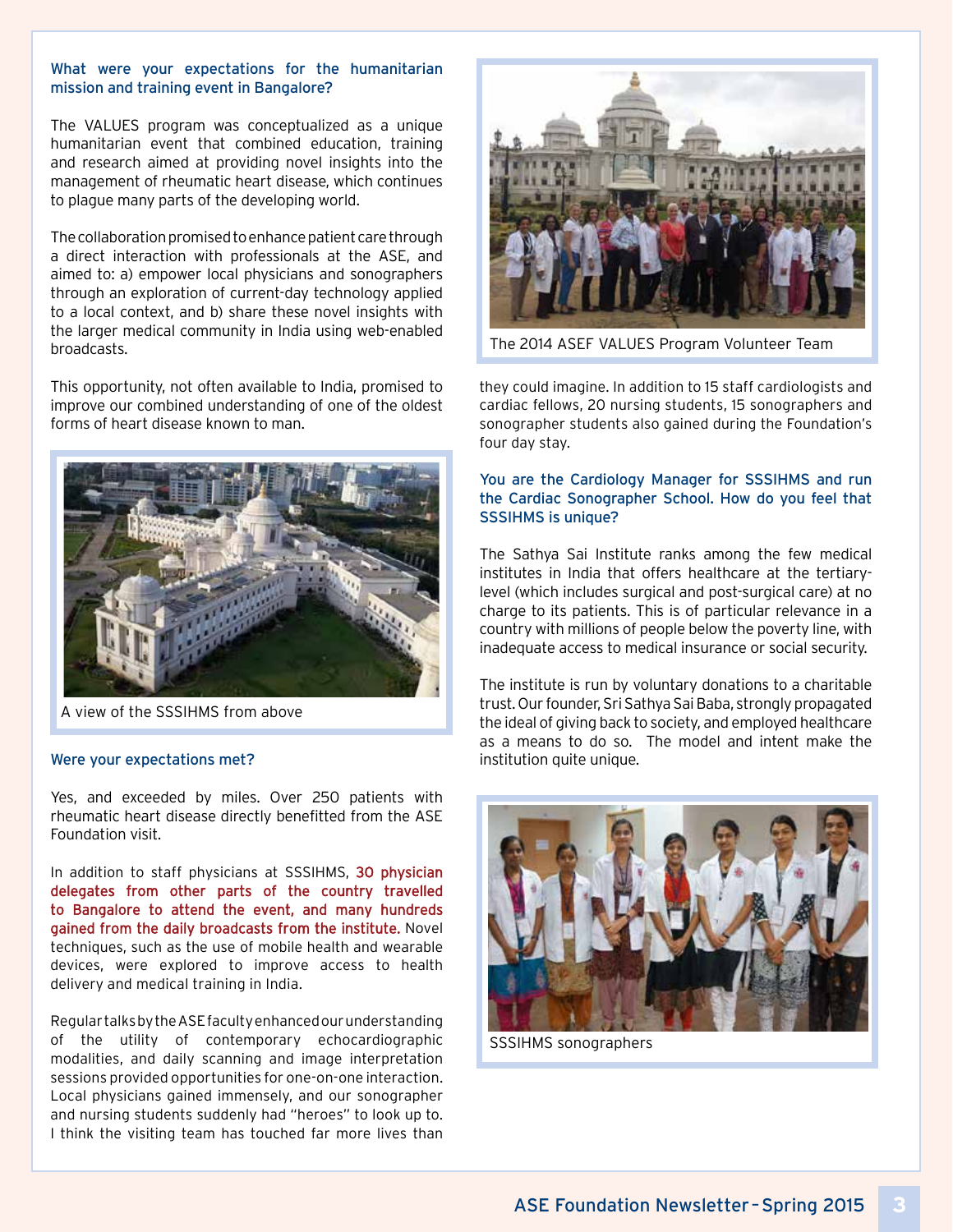### What were your expectations for the humanitarian mission and training event in Bangalore?

The VALUES program was conceptualized as a unique humanitarian event that combined education, training and research aimed at providing novel insights into the management of rheumatic heart disease, which continues to plague many parts of the developing world.

The collaboration promised to enhance patient care through a direct interaction with professionals at the ASE, and aimed to: a) empower local physicians and sonographers through an exploration of current-day technology applied to a local context, and b) share these novel insights with the larger medical community in India using web-enabled broadcasts.

This opportunity, not often available to India, promised to improve our combined understanding of one of the oldest forms of heart disease known to man.

A view of the SSSIHMS from above

### Were your expectations met?

Yes, and exceeded by miles. Over 250 patients with rheumatic heart disease directly benefitted from the ASE Foundation visit.

In addition to staff physicians at SSSIHMS, 30 physician delegates from other parts of the country travelled to Bangalore to attend the event, and many hundreds gained from the daily broadcasts from the institute. Novel techniques, such as the use of mobile health and wearable devices, were explored to improve access to health delivery and medical training in India.

Regular talks by the ASE faculty enhanced our understanding of the utility of contemporary echocardiographic modalities, and daily scanning and image interpretation sessions provided opportunities for one-on-one interaction. Local physicians gained immensely, and our sonographer and nursing students suddenly had "heroes" to look up to. I think the visiting team has touched far more lives than they could imagine. In addition to 15 staff cardiologists and cardiac fellows, 20 nursing students, 15 sonographers and sonographer students also gained during the Foundation's four day stay.

The 2014 ASEF VALUES Program Volunteer Team

### You are the Cardiology Manager for SSSIHMS and run the Cardiac Sonographer School. How do you feel that SSSIHMS is unique?

The Sathya Sai Institute ranks among the few medical institutes in India that offers healthcare at the tertiary-level (which includes surgical and post-surgical care) at no charge to its patients. This is of particular relevance in a country with millions of people below the poverty line, with inadequate access to medical insurance or social security.

The institute is run by voluntary donations to a charitable trust. Our founder, Sri Sathya Sai Baba, strongly propagated the ideal of giving back to society, and employed healthcare as a means to do so. The model and intent make the institution quite unique.

SSSIHMS sonographers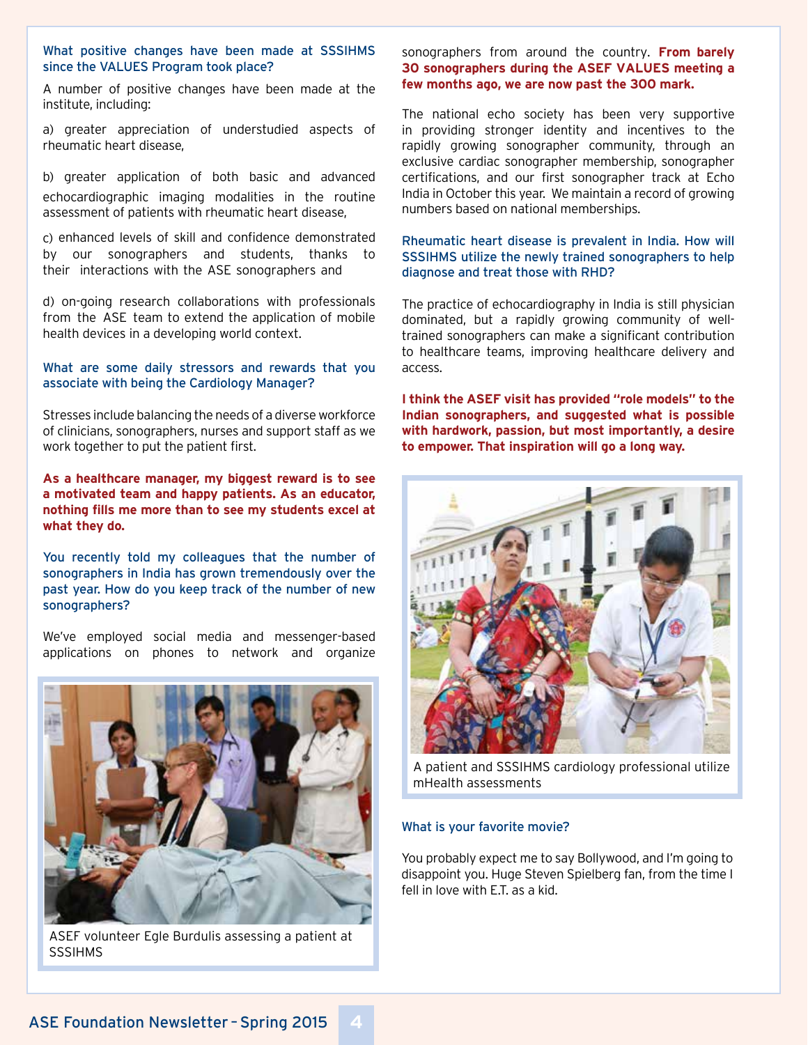**What positive changes have been made at SSSIHMS since the VALUES Program took place?**

A number of positive changes have been made at the institute, including:

a) greater appreciation of understudied aspects of rheumatic heart disease,

b) greater application of both basic and advanced echocardiographic imaging modalities in the routine assessment of patients with rheumatic heart disease,

c) enhanced levels of skill and confidence demonstrated by our sonographers and students, thanks to their interactions with the ASE sonographers and

d) on-going research collaborations with professionals from the ASE team to extend the application of mobile health devices in a developing world context.

**What are some daily stressors and rewards that you associate with being the Cardiology Manager?**

Stresses include balancing the needs of a diverse workforce of clinicians, sonographers, nurses and support staff as we work together to put the patient first.

**As a healthcare manager, my biggest reward is to see a motivated team and happy patients. As an educator, nothing fills me more than to see my students excel at what they do.**

**You recently told my colleagues that the number of sonographers in India has grown tremendously over the past year. How do you keep track of the number of new sonographers?**

We've employed social media and messenger-based applications on phones to network and organize sonographers from around the country. **From barely 30 sonographers during the ASEF VALUES meeting a few months ago, we are now past the 300 mark.**

ASEF volunteer Egle Burdulis assessing a patient at SSSIHMS

The national echo society has been very supportive in providing stronger identity and incentives to the rapidly growing sonographer community, through an exclusive cardiac sonographer membership, sonographer certifications, and our first sonographer track at Echo India in October this year. We maintain a record of growing numbers based on national memberships.

**Rheumatic heart disease is prevalent in India. How will SSSIHMS utilize the newly trained sonographers to help diagnose and treat those with RHD?**

The practice of echocardiography in India is still physician dominated, but a rapidly growing community of well-trained sonographers can make a significant contribution to healthcare teams, improving healthcare delivery and access.

**I think the ASEF visit has provided "role models" to the Indian sonographers, and suggested what is possible with hardwork, passion, but most importantly, a desire to empower. That inspiration will go a long way.**

A patient and SSSIHMS cardiology professional utilize mHealth assessments

**What is your favorite movie?**

You probably expect me to say Bollywood, and I'm going to disappoint you. Huge Steven Spielberg fan, from the time I fell in love with E.T. as a kid.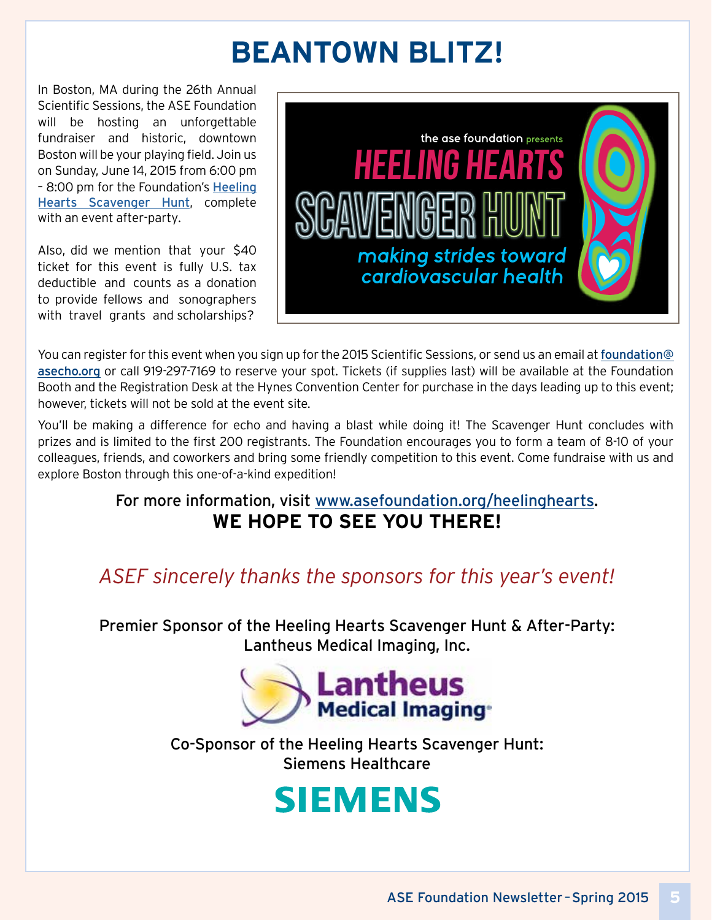# BEANTOWN BLITZ!

In Boston, MA during the 26th Annual Scientific Sessions, the ASE Foundation will be hosting an unforgettable fundraiser and historic, downtown Boston will be your playing field. Join us on Sunday, June 14, 2015 from 6:00 pm – 8:00 pm for the Foundation's Heeling Hearts Scavenger Hunt, complete with an event after-party.

Also, did we mention that your $40 ticket for this event is fully U.S. tax deductible and counts as a donation to provide fellows and sonographers with travel grants and scholarships?

the ase foundation presents

**HEELING HEARTS SCAVENGER HUNT**

*making strides toward cardiovascular health*

You can register for this event when you sign up for the 2015 Scientific Sessions, or send us an email at foundation@asecho.org or call 919-297-7169 to reserve your spot. Tickets (if supplies last) will be available at the Foundation Booth and the Registration Desk at the Hynes Convention Center for purchase in the days leading up to this event; however, tickets will not be sold at the event site.

You'll be making a difference for echo and having a blast while doing it! The Scavenger Hunt concludes with prizes and is limited to the first 200 registrants. The Foundation encourages you to form a team of 8-10 of your colleagues, friends, and coworkers and bring some friendly competition to this event. Come fundraise with us and explore Boston through this one-of-a-kind expedition!

For more information, visit www.asefoundation.org/heelinghearts.

**WE HOPE TO SEE YOU THERE!**

*ASEF sincerely thanks the sponsors for this year's event!*

Premier Sponsor of the Heeling Hearts Scavenger Hunt & After-Party:
Lantheus Medical Imaging, Inc.

Lantheus Medical Imaging

Co-Sponsor of the Heeling Hearts Scavenger Hunt:
Siemens Healthcare

SIEMENS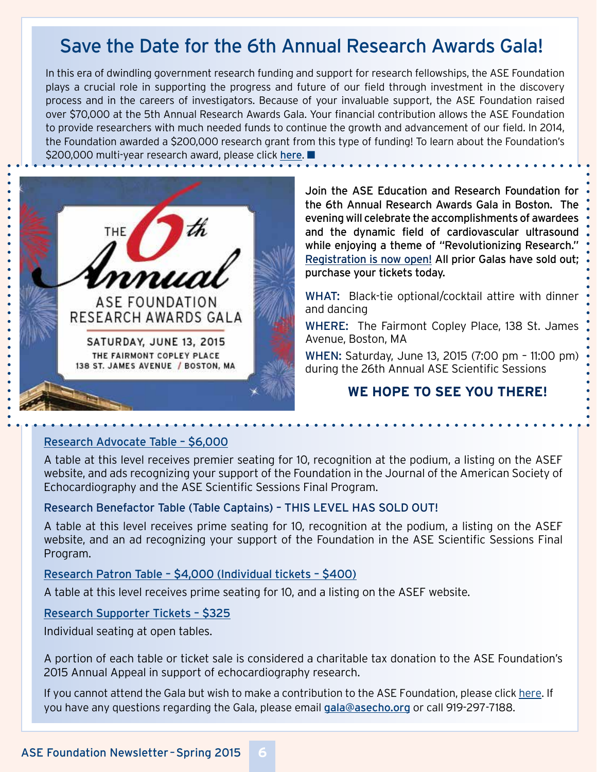# Save the Date for the 6th Annual Research Awards Gala!

In this era of dwindling government research funding and support for research fellowships, the ASE Foundation plays a crucial role in supporting the progress and future of our field through investment in the discovery process and in the careers of investigators. Because of your invaluable support, the ASE Foundation raised over $70,000 at the 5th Annual Research Awards Gala. Your financial contribution allows the ASE Foundation to provide researchers with much needed funds to continue the growth and advancement of our field. In 2014, the Foundation awarded a $200,000 research grant from this type of funding! To learn about the Foundation's $200,000 multi-year research award, please click here. ■

THE 6th Annual ASE FOUNDATION RESEARCH AWARDS GALA

SATURDAY, JUNE 13, 2015

THE FAIRMONT COPLEY PLACE
138 ST. JAMES AVENUE / BOSTON, MA

**Join the ASE Education and Research Foundation for the 6th Annual Research Awards Gala in Boston. The evening will celebrate the accomplishments of awardees and the dynamic field of cardiovascular ultrasound while enjoying a theme of "Revolutionizing Research." Registration is now open! All prior Galas have sold out; purchase your tickets today.**

WHAT: Black-tie optional/cocktail attire with dinner and dancing

WHERE: The Fairmont Copley Place, 138 St. James Avenue, Boston, MA

WHEN: Saturday, June 13, 2015 (7:00 pm – 11:00 pm) during the 26th Annual ASE Scientific Sessions

**WE HOPE TO SEE YOU THERE!**

Research Advocate Table – $6,000

A table at this level receives premier seating for 10, recognition at the podium, a listing on the ASEF website, and ads recognizing your support of the Foundation in the Journal of the American Society of Echocardiography and the ASE Scientific Sessions Final Program.

Research Benefactor Table (Table Captains) – THIS LEVEL HAS SOLD OUT!

A table at this level receives prime seating for 10, recognition at the podium, a listing on the ASEF website, and an ad recognizing your support of the Foundation in the ASE Scientific Sessions Final Program.

Research Patron Table – $4,000 (Individual tickets – $400)

A table at this level receives prime seating for 10, and a listing on the ASEF website.

Research Supporter Tickets – $325

Individual seating at open tables.

A portion of each table or ticket sale is considered a charitable tax donation to the ASE Foundation's 2015 Annual Appeal in support of echocardiography research.

If you cannot attend the Gala but wish to make a contribution to the ASE Foundation, please click here. If you have any questions regarding the Gala, please email gala@asecho.org or call 919-297-7188.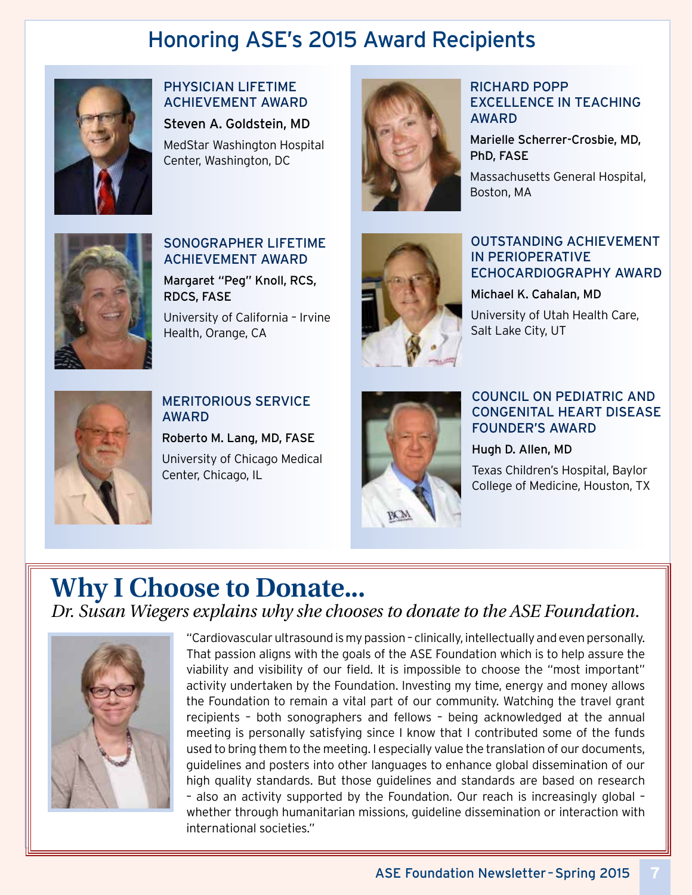# Honoring ASE's 2015 Award Recipients

### PHYSICIAN LIFETIME ACHIEVEMENT AWARD

**Steven A. Goldstein, MD**

MedStar Washington Hospital Center, Washington, DC

### SONOGRAPHER LIFETIME ACHIEVEMENT AWARD

**Margaret "Peg" Knoll, RCS, RDCS, FASE**

University of California – Irvine Health, Orange, CA

### MERITORIOUS SERVICE AWARD

**Roberto M. Lang, MD, FASE**

University of Chicago Medical Center, Chicago, IL

### RICHARD POPP EXCELLENCE IN TEACHING AWARD

**Marielle Scherrer-Crosbie, MD, PhD, FASE**

Massachusetts General Hospital, Boston, MA

### OUTSTANDING ACHIEVEMENT IN PERIOPERATIVE ECHOCARDIOGRAPHY AWARD

**Michael K. Cahalan, MD**

University of Utah Health Care, Salt Lake City, UT

### COUNCIL ON PEDIATRIC AND CONGENITAL HEART DISEASE FOUNDER'S AWARD

**Hugh D. Allen, MD**

Texas Children's Hospital, Baylor College of Medicine, Houston, TX

# Why I Choose to Donate...

*Dr. Susan Wiegers explains why she chooses to donate to the ASE Foundation.*

"Cardiovascular ultrasound is my passion – clinically, intellectually and even personally. That passion aligns with the goals of the ASE Foundation which is to help assure the viability and visibility of our field. It is impossible to choose the "most important" activity undertaken by the Foundation. Investing my time, energy and money allows the Foundation to remain a vital part of our community. Watching the travel grant recipients – both sonographers and fellows – being acknowledged at the annual meeting is personally satisfying since I know that I contributed some of the funds used to bring them to the meeting. I especially value the translation of our documents, guidelines and posters into other languages to enhance global dissemination of our high quality standards. But those guidelines and standards are based on research – also an activity supported by the Foundation. Our reach is increasingly global – whether through humanitarian missions, guideline dissemination or interaction with international societies."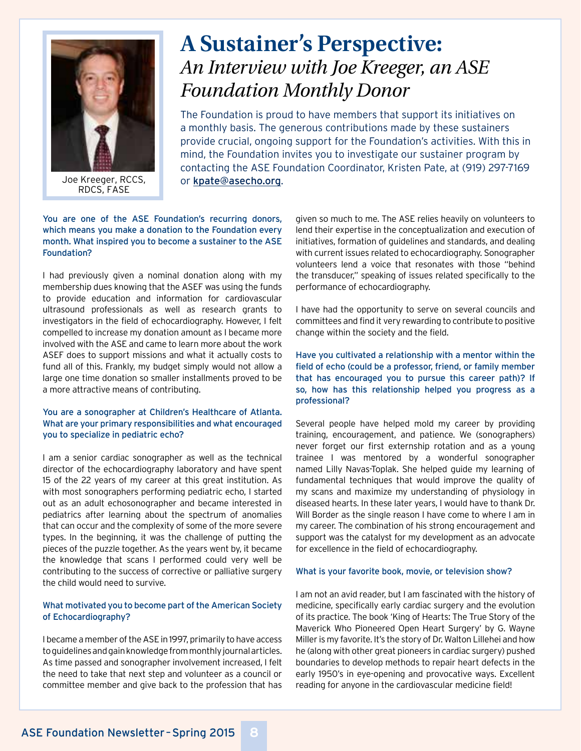# A Sustainer's Perspective: *An Interview with Joe Kreeger, an ASE Foundation Monthly Donor*

Joe Kreeger, RCCS, RDCS, FASE

The Foundation is proud to have members that support its initiatives on a monthly basis. The generous contributions made by these sustainers provide crucial, ongoing support for the Foundation's activities. With this in mind, the Foundation invites you to investigate our sustainer program by contacting the ASE Foundation Coordinator, Kristen Pate, at (919) 297-7169 or kpate@asecho.org.

**You are one of the ASE Foundation's recurring donors, which means you make a donation to the Foundation every month. What inspired you to become a sustainer to the ASE Foundation?**

I had previously given a nominal donation along with my membership dues knowing that the ASEF was using the funds to provide education and information for cardiovascular ultrasound professionals as well as research grants to investigators in the field of echocardiography. However, I felt compelled to increase my donation amount as I became more involved with the ASE and came to learn more about the work ASEF does to support missions and what it actually costs to fund all of this. Frankly, my budget simply would not allow a large one time donation so smaller installments proved to be a more attractive means of contributing.

**You are a sonographer at Children's Healthcare of Atlanta. What are your primary responsibilities and what encouraged you to specialize in pediatric echo?**

I am a senior cardiac sonographer as well as the technical director of the echocardiography laboratory and have spent 15 of the 22 years of my career at this great institution. As with most sonographers performing pediatric echo, I started out as an adult echosonographer and became interested in pediatrics after learning about the spectrum of anomalies that can occur and the complexity of some of the more severe types. In the beginning, it was the challenge of putting the pieces of the puzzle together. As the years went by, it became the knowledge that scans I performed could very well be contributing to the success of corrective or palliative surgery the child would need to survive.

**What motivated you to become part of the American Society of Echocardiography?**

I became a member of the ASE in 1997, primarily to have access to guidelines and gain knowledge from monthly journal articles. As time passed and sonographer involvement increased, I felt the need to take that next step and volunteer as a council or committee member and give back to the profession that has given so much to me. The ASE relies heavily on volunteers to lend their expertise in the conceptualization and execution of initiatives, formation of guidelines and standards, and dealing with current issues related to echocardiography. Sonographer volunteers lend a voice that resonates with those "behind the transducer," speaking of issues related specifically to the performance of echocardiography.

I have had the opportunity to serve on several councils and committees and find it very rewarding to contribute to positive change within the society and the field.

**Have you cultivated a relationship with a mentor within the field of echo (could be a professor, friend, or family member that has encouraged you to pursue this career path)? If so, how has this relationship helped you progress as a professional?**

Several people have helped mold my career by providing training, encouragement, and patience. We (sonographers) never forget our first externship rotation and as a young trainee I was mentored by a wonderful sonographer named Lilly Navas-Toplak. She helped guide my learning of fundamental techniques that would improve the quality of my scans and maximize my understanding of physiology in diseased hearts. In these later years, I would have to thank Dr. Will Border as the single reason I have come to where I am in my career. The combination of his strong encouragement and support was the catalyst for my development as an advocate for excellence in the field of echocardiography.

**What is your favorite book, movie, or television show?**

I am not an avid reader, but I am fascinated with the history of medicine, specifically early cardiac surgery and the evolution of its practice. The book 'King of Hearts: The True Story of the Maverick Who Pioneered Open Heart Surgery' by G. Wayne Miller is my favorite. It's the story of Dr. Walton Lillehei and how he (along with other great pioneers in cardiac surgery) pushed boundaries to develop methods to repair heart defects in the early 1950's in eye-opening and provocative ways. Excellent reading for anyone in the cardiovascular medicine field!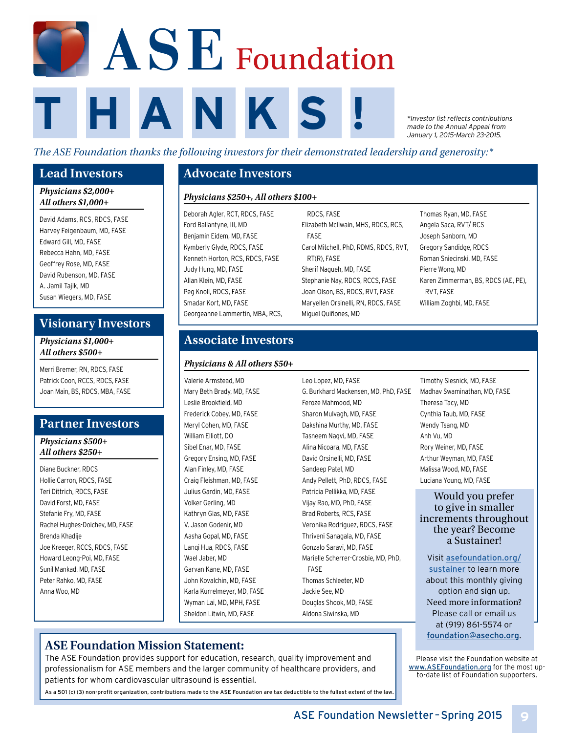# ASE Foundation

# THANKS!

*Investor list reflects contributions made to the Annual Appeal from January 1, 2015-March 23-2015.*

*The ASE Foundation thanks the following investors for their demonstrated leadership and generosity:**

## Lead Investors

***Physicians $2,000+***
***All others $1,000+***

David Adams, RCS, RDCS, FASE
Harvey Feigenbaum, MD, FASE
Edward Gill, MD, FASE
Rebecca Hahn, MD, FASE
Geoffrey Rose, MD, FASE
David Rubenson, MD, FASE
A. Jamil Tajik, MD
Susan Wiegers, MD, FASE

## Visionary Investors

***Physicians $1,000+***
***All others $500+***

Merri Bremer, RN, RDCS, FASE
Patrick Coon, RCCS, RDCS, FASE
Joan Main, BS, RDCS, MBA, FASE

## Partner Investors

***Physicians $500+***
***All others $250+***

Diane Buckner, RDCS
Hollie Carron, RDCS, FASE
Teri Dittrich, RDCS, FASE
David Forst, MD, FASE
Stefanie Fry, MD, FASE
Rachel Hughes-Doichev, MD, FASE
Brenda Khadije
Joe Kreeger, RCCS, RDCS, FASE
Howard Leong-Poi, MD, FASE
Sunil Mankad, MD, FASE
Peter Rahko, MD, FASE
Anna Woo, MD

## Advocate Investors

***Physicians $250+, All others $100+***

Deborah Agler, RCT, RDCS, FASE
Ford Ballantyne, III, MD
Benjamin Eidem, MD, FASE
Kymberly Glyde, RDCS, FASE
Kenneth Horton, RCS, RDCS, FASE
Judy Hung, MD, FASE
Allan Klein, MD, FASE
Peg Knoll, RDCS, FASE
Smadar Kort, MD, FASE
Georgeanne Lammertin, MBA, RCS, RDCS, FASE
Elizabeth McIlwain, MHS, RDCS, RCS, FASE
Carol Mitchell, PhD, RDMS, RDCS, RVT, RT(R), FASE
Sherif Nagueh, MD, FASE
Stephanie Nay, RDCS, RCCS, FASE
Joan Olson, BS, RDCS, RVT, FASE
Maryellen Orsinelli, RN, RDCS, FASE
Miguel Quiñones, MD
Thomas Ryan, MD, FASE
Angela Saca, RVT/ RCS
Joseph Sanborn, MD
Gregory Sandidge, RDCS
Roman Sniecinski, MD, FASE
Pierre Wong, MD
Karen Zimmerman, BS, RDCS (AE, PE), RVT, FASE
William Zoghbi, MD, FASE

## Associate Investors

***Physicians & All others $50+***

Valerie Armstead, MD
Mary Beth Brady, MD, FASE
Leslie Brookfield, MD
Frederick Cobey, MD, FASE
Meryl Cohen, MD, FASE
William Elliott, DO
Sibel Enar, MD, FASE
Gregory Ensing, MD, FASE
Alan Finley, MD, FASE
Craig Fleishman, MD, FASE
Julius Gardin, MD, FASE
Volker Gerling, MD
Kathryn Glas, MD, FASE
V. Jason Godenir, MD
Aasha Gopal, MD, FASE
Lanqi Hua, RDCS, FASE
Wael Jaber, MD
Garvan Kane, MD, FASE
John Kovalchin, MD, FASE
Karla Kurrelmeyer, MD, FASE
Wyman Lai, MD, MPH, FASE
Sheldon Litwin, MD, FASE
Leo Lopez, MD, FASE
G. Burkhard Mackensen, MD, PhD, FASE
Feroze Mahmood, MD
Sharon Mulvagh, MD, FASE
Dakshina Murthy, MD, FASE
Tasneem Naqvi, MD, FASE
Alina Nicoara, MD, FASE
David Orsinelli, MD, FASE
Sandeep Patel, MD
Andy Pellett, PhD, RDCS, FASE
Patricia Pellikka, MD, FASE
Vijay Rao, MD, PhD, FASE
Brad Roberts, RCS, FASE
Veronika Rodriguez, RDCS, FASE
Thriveni Sanagala, MD, FASE
Gonzalo Saravi, MD, FASE
Marielle Scherrer-Crosbie, MD, PhD, FASE
Thomas Schleeter, MD
Jackie See, MD
Douglas Shook, MD, FASE
Aldona Siwinska, MD
Timothy Slesnick, MD, FASE
Madhav Swaminathan, MD, FASE
Theresa Tacy, MD
Cynthia Taub, MD, FASE
Wendy Tsang, MD
Anh Vu, MD
Rory Weiner, MD, FASE
Arthur Weyman, MD, FASE
Malissa Wood, MD, FASE
Luciana Young, MD, FASE

Would you prefer to give in smaller increments throughout the year? Become a Sustainer!

Visit asefoundation.org/sustainer to learn more about this monthly giving option and sign up.

Need more information? Please call or email us at (919) 861-5574 or foundation@asecho.org.

## ASE Foundation Mission Statement:

The ASE Foundation provides support for education, research, quality improvement and professionalism for ASE members and the larger community of healthcare providers, and patients for whom cardiovascular ultrasound is essential.

As a 501 (c) (3) non-profit organization, contributions made to the ASE Foundation are tax deductible to the fullest extent of the law.

Please visit the Foundation website at www.ASEFoundation.org for the most up-to-date list of Foundation supporters.